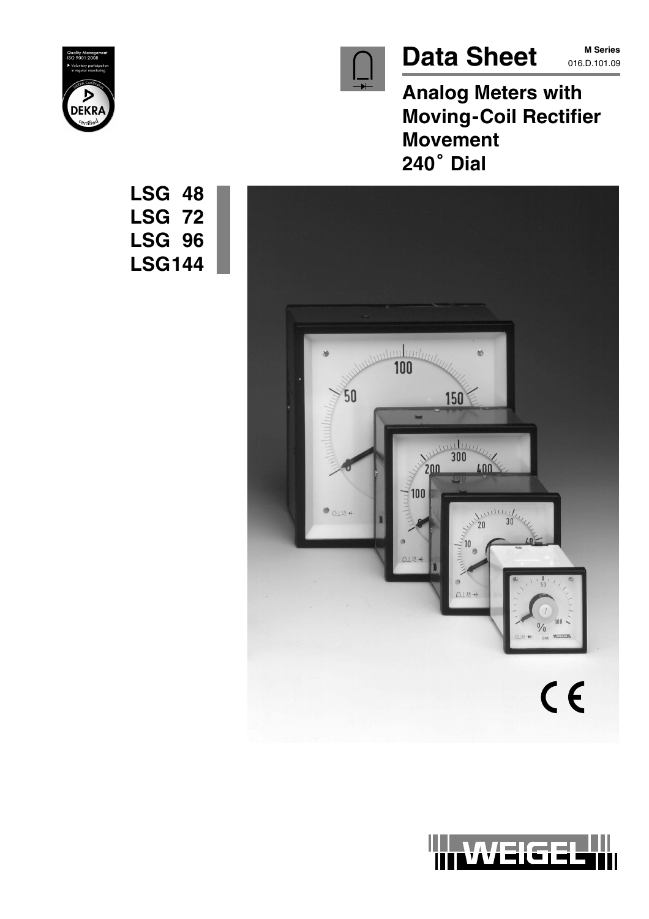# Data Sheet

**M Series**
016.D.101.09

## Analog Meters with Moving-Coil Rectifier Movement 240˚ Dial

**LSG 48**
**LSG 72**
**LSG 96**
**LSG144**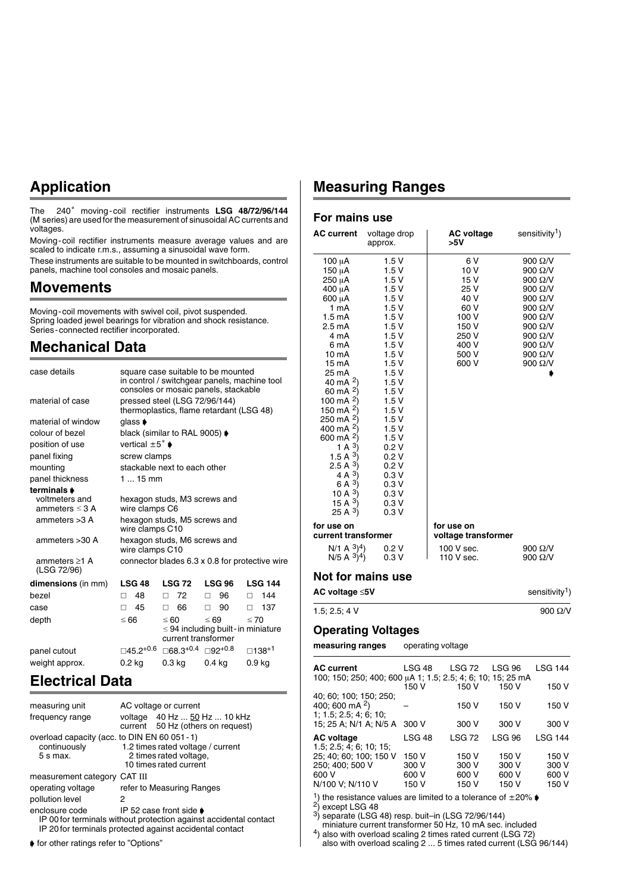## Application

The 240° moving-coil rectifier instruments **LSG 48/72/96/144** (M series) are used for the measurement of sinusoidal AC currents and voltages.

Moving-coil rectifier instruments measure average values and are scaled to indicate r.m.s., assuming a sinusoidal wave form.

These instruments are suitable to be mounted in switchboards, control panels, machine tool consoles and mosaic panels.

## Movements

Moving-coil movements with swivel coil, pivot suspended.
Spring loaded jewel bearings for vibration and shock resistance.
Series-connected rectifier incorporated.

## Mechanical Data

| | |
|---|---|
| case details | square case suitable to be mounted in control / switchgear panels, machine tool consoles or mosaic panels, stackable |
| material of case | pressed steel (LSG 72/96/144) thermoplastics, flame retardant (LSG 48) |
| material of window | glass ➧ |
| colour of bezel | black (similar to RAL 9005) ➧ |
| position of use | vertical ±5° ➧ |
| panel fixing | screw clamps |
| mounting | stackable next to each other |
| panel thickness | 1 ... 15 mm |
| **terminals** ➧ | |
| voltmeters and ammeters ≤ 3 A | hexagon studs, M3 screws and wire clamps C6 |
| ammeters >3 A | hexagon studs, M5 screws and wire clamps C10 |
| ammeters >30 A | hexagon studs, M6 screws and wire clamps C10 |
| ammeters ≥1 A (LSG 72/96) | connector blades 6.3 x 0.8 for protective wire |

| **dimensions** (in mm) | **LSG 48** | **LSG 72** | **LSG 96** | **LSG 144** |
|---|---|---|---|---|
| bezel | □ 48 | □ 72 | □ 96 | □ 144 |
| case | □ 45 | □ 66 | □ 90 | □ 137 |
| depth | ≤ 66 | ≤ 60 | ≤ 69 | ≤ 70 |
| | | ≤ 94 including built-in miniature current transformer | | |
| panel cutout | $□45.2^{+0.6}$ | $□68.3^{+0.4}$ | $□92^{+0.8}$ | $□138^{+1}$ |
| weight approx. | 0.2 kg | 0.3 kg | 0.4 kg | 0.9 kg |

## Electrical Data

| | |
|---|---|
| measuring unit | AC voltage or current |
| frequency range | voltage 40 Hz ... 50 Hz ... 10 kHz<br>current 50 Hz (others on request) |
| overload capacity (acc. to DIN EN 60 051-1) | |
| continuously | 1.2 times rated voltage / current |
| 5 s max. | 2 times rated voltage,<br>10 times rated current |
| measurement category | CAT III |
| operating voltage | refer to Measuring Ranges |
| pollution level | 2 |
| enclosure code | IP 52 case front side ➧ |

IP 00 for terminals without protection against accidental contact
IP 20 for terminals protected against accidental contact

➧ for other ratings refer to "Options"

## Measuring Ranges

### For mains use

| AC current | voltage drop approx. | AC voltage >5V | sensitivity[1]) |
|---|---|---|---|
| 100 µA | 1.5 V | 6 V | 900 Ω/V |
| 150 µA | 1.5 V | 10 V | 900 Ω/V |
| 250 µA | 1.5 V | 15 V | 900 Ω/V |
| 400 µA | 1.5 V | 25 V | 900 Ω/V |
| 600 µA | 1.5 V | 40 V | 900 Ω/V |
| 1 mA | 1.5 V | 60 V | 900 Ω/V |
| 1.5 mA | 1.5 V | 100 V | 900 Ω/V |
| 2.5 mA | 1.5 V | 150 V | 900 Ω/V |
| 4 mA | 1.5 V | 250 V | 900 Ω/V |
| 6 mA | 1.5 V | 400 V | 900 Ω/V |
| 10 mA | 1.5 V | 500 V | 900 Ω/V |
| 15 mA | 1.5 V | 600 V | 900 Ω/V |
| 25 mA | 1.5 V | | ➧ |
| 40 mA [2]) | 1.5 V | | |
| 60 mA [2]) | 1.5 V | | |
| 100 mA [2]) | 1.5 V | | |
| 150 mA [2]) | 1.5 V | | |
| 250 mA [2]) | 1.5 V | | |
| 400 mA [2]) | 1.5 V | | |
| 600 mA [2]) | 1.5 V | | |
| 1 A [3]) | 0.2 V | | |
| 1.5 A [3]) | 0.2 V | | |
| 2.5 A [3]) | 0.2 V | | |
| 4 A [3]) | 0.3 V | | |
| 6 A [3]) | 0.3 V | | |
| 10 A [3]) | 0.3 V | | |
| 15 A [3]) | 0.3 V | | |
| 25 A [3]) | 0.3 V | | |
| **for use on current transformer** | | **for use on voltage transformer** | |
| N/1 A [3])[4]) | 0.2 V | 100 V sec. | 900 Ω/V |
| N/5 A [3])[4]) | 0.3 V | 110 V sec. | 900 Ω/V |

### Not for mains use

| AC voltage ≤5V | sensitivity[1]) |
|---|---|
| 1.5; 2.5; 4 V | 900 Ω/V |

### Operating Voltages

| measuring ranges | operating voltage | | | |
|---|---|---|---|---|
| **AC current** | LSG 48 | LSG 72 | LSG 96 | LSG 144 |
| 100; 150; 250; 400; 600 µA 1; 1.5; 2.5; 4; 6; 10; 15; 25 mA | 150 V | 150 V | 150 V | 150 V |
| 40; 60; 100; 150; 250; 400; 600 mA [2]) | – | 150 V | 150 V | 150 V |
| 1; 1.5; 2.5; 4; 6; 10; 15; 25 A; N/1 A; N/5 A | 300 V | 300 V | 300 V | 300 V |
| **AC voltage** | LSG 48 | LSG 72 | LSG 96 | LSG 144 |
| 1.5; 2.5; 4; 6; 10; 15; 25; 40; 60; 100; 150 V | 150 V | 150 V | 150 V | 150 V |
| 250; 400; 500 V | 300 V | 300 V | 300 V | 300 V |
| 600 V | 600 V | 600 V | 600 V | 600 V |
| N/100 V; N/110 V | 150 V | 150 V | 150 V | 150 V |

[1]) the resistance values are limited to a tolerance of ±20% ➧
[2]) except LSG 48
[3]) separate (LSG 48) resp. buit–in (LSG 72/96/144) miniature current transformer 50 Hz, 10 mA sec. included
[4]) also with overload scaling 2 times rated current (LSG 72) also with overload scaling 2 ... 5 times rated current (LSG 96/144)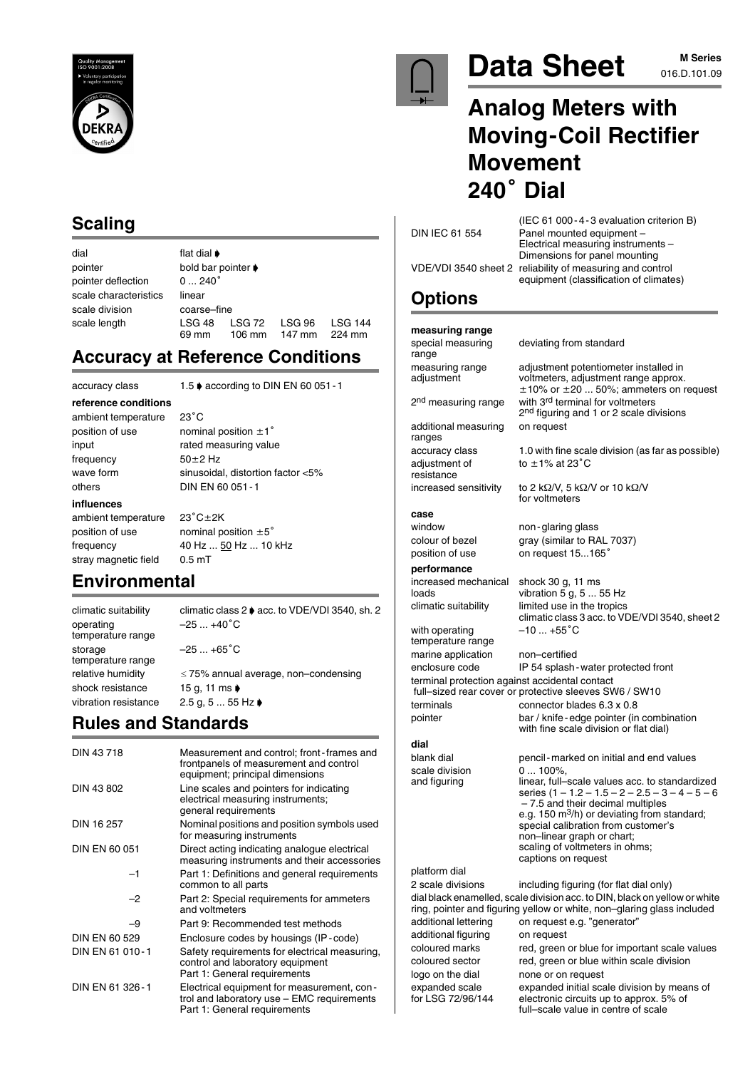# Data Sheet

**M Series**
016.D.101.09

# Analog Meters with Moving-Coil Rectifier Movement 240˚ Dial

## Scaling

| | | | | |
|---|---|---|---|---|
| dial | flat dial ➧ | | | |
| pointer | bold bar pointer ➧ | | | |
| pointer deflection | 0 ... 240˚ | | | |
| scale characteristics | linear | | | |
| scale division | coarse–fine | | | |
| scale length | LSG 48 69 mm | LSG 72 106 mm | LSG 96 147 mm | LSG 144 224 mm |

## Accuracy at Reference Conditions

| | |
|---|---|
| accuracy class | 1.5 ➧ according to DIN EN 60 051-1 |

**reference conditions**

| | |
|---|---|
| ambient temperature | 23˚C |
| position of use | nominal position ±1˚ |
| input | rated measuring value |
| frequency | 50±2 Hz |
| wave form | sinusoidal, distortion factor <5% |
| others | DIN EN 60 051-1 |

**influences**

| | |
|---|---|
| ambient temperature | 23˚C±2K |
| position of use | nominal position ±5˚ |
| frequency | 40 Hz ... 50 Hz ... 10 kHz |
| stray magnetic field | 0.5 mT |

## Environmental

| | |
|---|---|
| climatic suitability | climatic class 2 ➧ acc. to VDE/VDI 3540, sh. 2 |
| operating temperature range | –25 ... +40˚C |
| storage temperature range | –25 ... +65˚C |
| relative humidity | ≤ 75% annual average, non–condensing |
| shock resistance | 15 g, 11 ms ➧ |
| vibration resistance | 2.5 g, 5 ... 55 Hz ➧ |

## Rules and Standards

| | |
|---|---|
| DIN 43 718 | Measurement and control; front-frames and frontpanels of measurement and control equipment; principal dimensions |
| DIN 43 802 | Line scales and pointers for indicating electrical measuring instruments; general requirements |
| DIN 16 257 | Nominal positions and position symbols used for measuring instruments |
| DIN EN 60 051 | Direct acting indicating analogue electrical measuring instruments and their accessories |
| –1 | Part 1: Definitions and general requirements common to all parts |
| –2 | Part 2: Special requirements for ammeters and voltmeters |
| –9 | Part 9: Recommended test methods |
| DIN EN 60 529 | Enclosure codes by housings (IP-code) |
| DIN EN 61 010-1 | Safety requirements for electrical measuring, control and laboratory equipment Part 1: General requirements |
| DIN EN 61 326-1 | Electrical equipment for measurement, control and laboratory use – EMC requirements Part 1: General requirements (IEC 61 000-4-3 evaluation criterion B) |
| DIN IEC 61 554 | Panel mounted equipment – Electrical measuring instruments – Dimensions for panel mounting |
| VDE/VDI 3540 sheet 2 | reliability of measuring and control equipment (classification of climates) |

## Options

**measuring range**

| | |
|---|---|
| special measuring range | deviating from standard |
| measuring range adjustment | adjustment potentiometer installed in voltmeters, adjustment range approx. ±10% or ±20 ... 50%; ammeters on request |
| 2nd measuring range | with 3rd terminal for voltmeters 2nd figuring and 1 or 2 scale divisions |
| additional measuring ranges | on request |
| accuracy class | 1.0 with fine scale division (as far as possible) |
| adjustment of resistance | to ±1% at 23˚C |
| increased sensitivity | to 2 kΩ/V, 5 kΩ/V or 10 kΩ/V for voltmeters |

**case**

| | |
|---|---|
| window | non-glaring glass |
| colour of bezel | gray (similar to RAL 7037) |
| position of use | on request 15...165˚ |

**performance**

| | |
|---|---|
| increased mechanical loads | shock 30 g, 11 ms vibration 5 g, 5 ... 55 Hz |
| climatic suitability | limited use in the tropics climatic class 3 acc. to VDE/VDI 3540, sheet 2 |
| with operating temperature range | –10 ... +55˚C |
| marine application | non–certified |
| enclosure code | IP 54 splash-water protected front |

terminal protection against accidental contact full–sized rear cover or protective sleeves SW6 / SW10

| | |
|---|---|
| terminals | connector blades 6.3 x 0.8 |
| pointer | bar / knife-edge pointer (in combination with fine scale division or flat dial) |

**dial**

| | |
|---|---|
| blank dial | pencil-marked on initial and end values |
| scale division and figuring | 0 ... 100%, linear, full–scale values acc. to standardized series (1 – 1.2 – 1.5 – 2 – 2.5 – 3 – 4 – 5 – 6 – 7.5 and their decimal multiples e.g. 150 $m^3$/h) or deviating from standard; special calibration from customer's non–linear graph or chart; scaling of voltmeters in ohms; captions on request |
| platform dial | |
| 2 scale divisions | including figuring (for flat dial only) |

dial black enamelled, scale division acc. to DIN, black on yellow or white ring, pointer and figuring yellow or white, non–glaring glass included

| | |
|---|---|
| additional lettering | on request e.g. "generator" |
| additional figuring | on request |
| coloured marks | red, green or blue for important scale values |
| coloured sector | red, green or blue within scale division |
| logo on the dial | none or on request |
| expanded scale for LSG 72/96/144 | expanded initial scale division by means of electronic circuits up to approx. 5% of full–scale value in centre of scale |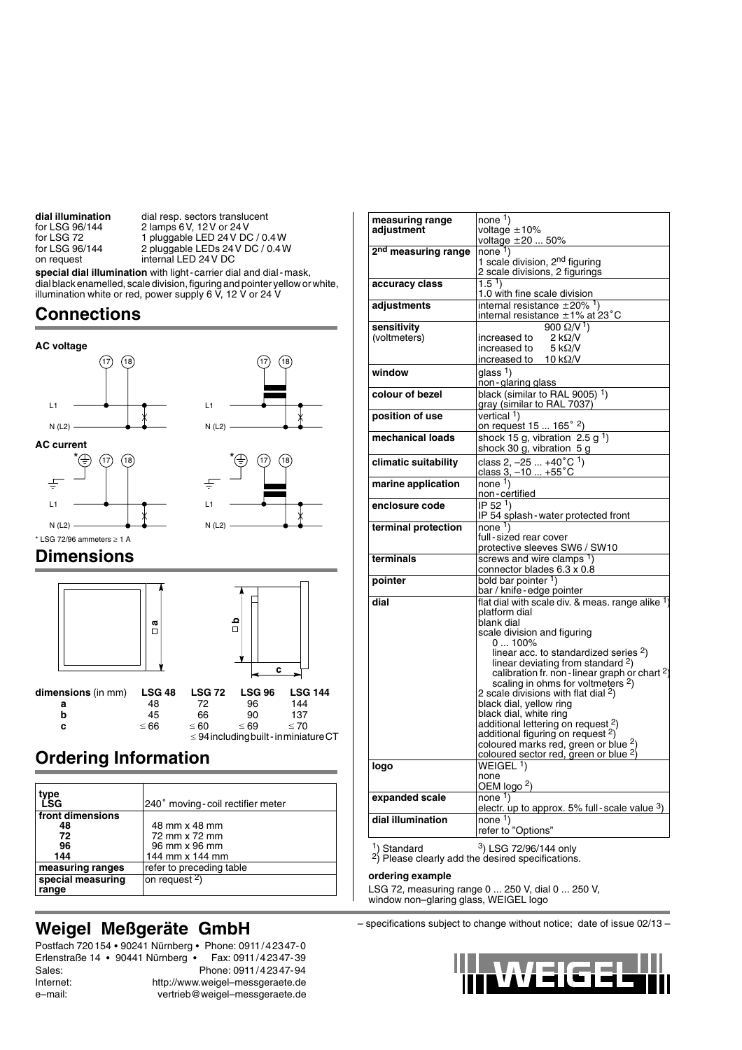**dial illumination** dial resp. sectors translucent

| | |
|---|---|
| for LSG 96/144 | 2 lamps 6 V, 12 V or 24 V |
| for LSG 72 | 1 pluggable LED 24 V DC / 0.4 W |
| for LSG 96/144 | 2 pluggable LEDs 24 V DC / 0.4 W |
| on request | internal LED 24 V DC |

**special dial illumination** with light-carrier dial and dial-mask, dial black enamelled, scale division, figuring and pointer yellow or white, illumination white or red, power supply 6 V, 12 V or 24 V

## Connections

**AC voltage**

17 18
L1
N (L2)

**AC current**

17 18
L1
N (L2)

* LSG 72/96 ammeters ≥ 1 A

## Dimensions

□a □b c

| dimensions (in mm) | LSG 48 | LSG 72 | LSG 96 | LSG 144 |
|---|---|---|---|---|
| a | 48 | 72 | 96 | 144 |
| b | 45 | 66 | 90 | 137 |
| c | ≤ 66 | ≤ 60 | ≤ 69 | ≤ 70 |
| | | ≤ 94 including built-in miniature CT | | |

## Ordering Information

| | |
|---|---|
| **type** LSG | 240° moving-coil rectifier meter |
| **front dimensions** 48 / 72 / 96 / 144 | 48 mm x 48 mm / 72 mm x 72 mm / 96 mm x 96 mm / 144 mm x 144 mm |
| **measuring ranges** | refer to preceding table |
| **special measuring range** | on request 2) |
| **measuring range adjustment** | none 1) / voltage ±10% / voltage ±20 ... 50% |
| **2nd measuring range** | none 1) / 1 scale division, 2nd figuring / 2 scale divisions, 2 figurings |
| **accuracy class** | 1.5 1) / 1.0 with fine scale division |
| **adjustments** | internal resistance ±20% 1) / internal resistance ±1% at 23°C |
| **sensitivity** (voltmeters) | 900 Ω/V 1) / increased to 2 kΩ/V / increased to 5 kΩ/V / increased to 10 kΩ/V |
| **window** | glass 1) / non-glaring glass |
| **colour of bezel** | black (similar to RAL 9005) 1) / gray (similar to RAL 7037) |
| **position of use** | vertical 1) / on request 15 ... 165° 2) |
| **mechanical loads** | shock 15 g, vibration 2.5 g 1) / shock 30 g, vibration 5 g |
| **climatic suitability** | class 2, –25 ... +40°C 1) / class 3, –10 ... +55°C |
| **marine application** | none 1) / non-certified |
| **enclosure code** | IP 52 1) / IP 54 splash-water protected front |
| **terminal protection** | none 1) / full-sized rear cover / protective sleeves SW6 / SW10 |
| **terminals** | screws and wire clamps 1) / connector blades 6.3 x 0.8 |
| **pointer** | bold bar pointer 1) / bar / knife-edge pointer |
| **dial** | flat dial with scale div. & meas. range alike 1) / platform dial / blank dial / scale division and figuring: 0 ... 100%; linear acc. to standardized series 2); linear deviating from standard 2); calibration fr. non-linear graph or chart 2); scaling in ohms for voltmeters 2) / 2 scale divisions with flat dial 2) / black dial, yellow ring / black dial, white ring / additional lettering on request 2) / additional figuring on request 2) / coloured marks red, green or blue 2) / coloured sector red, green or blue 2) |
| **logo** | WEIGEL 1) / none / OEM logo 2) |
| **expanded scale** | none 1) / electr. up to approx. 5% full-scale value 3) |
| **dial illumination** | none 1) / refer to "Options" |

1) Standard 3) LSG 72/96/144 only
2) Please clearly add the desired specifications.

**ordering example**

LSG 72, measuring range 0 ... 250 V, dial 0 ... 250 V, window non–glaring glass, WEIGEL logo

## Weigel Meßgeräte GmbH

Postfach 720 154 • 90241 Nürnberg • Phone: 0911 / 42347-0
Erlenstraße 14 • 90441 Nürnberg • Fax: 0911 / 42347-39
Sales: Phone: 0911 / 42347-94
Internet: http://www.weigel–messgeraete.de
e–mail: vertrieb@weigel–messgeraete.de

– specifications subject to change without notice; date of issue 02/13 –

WEIGEL